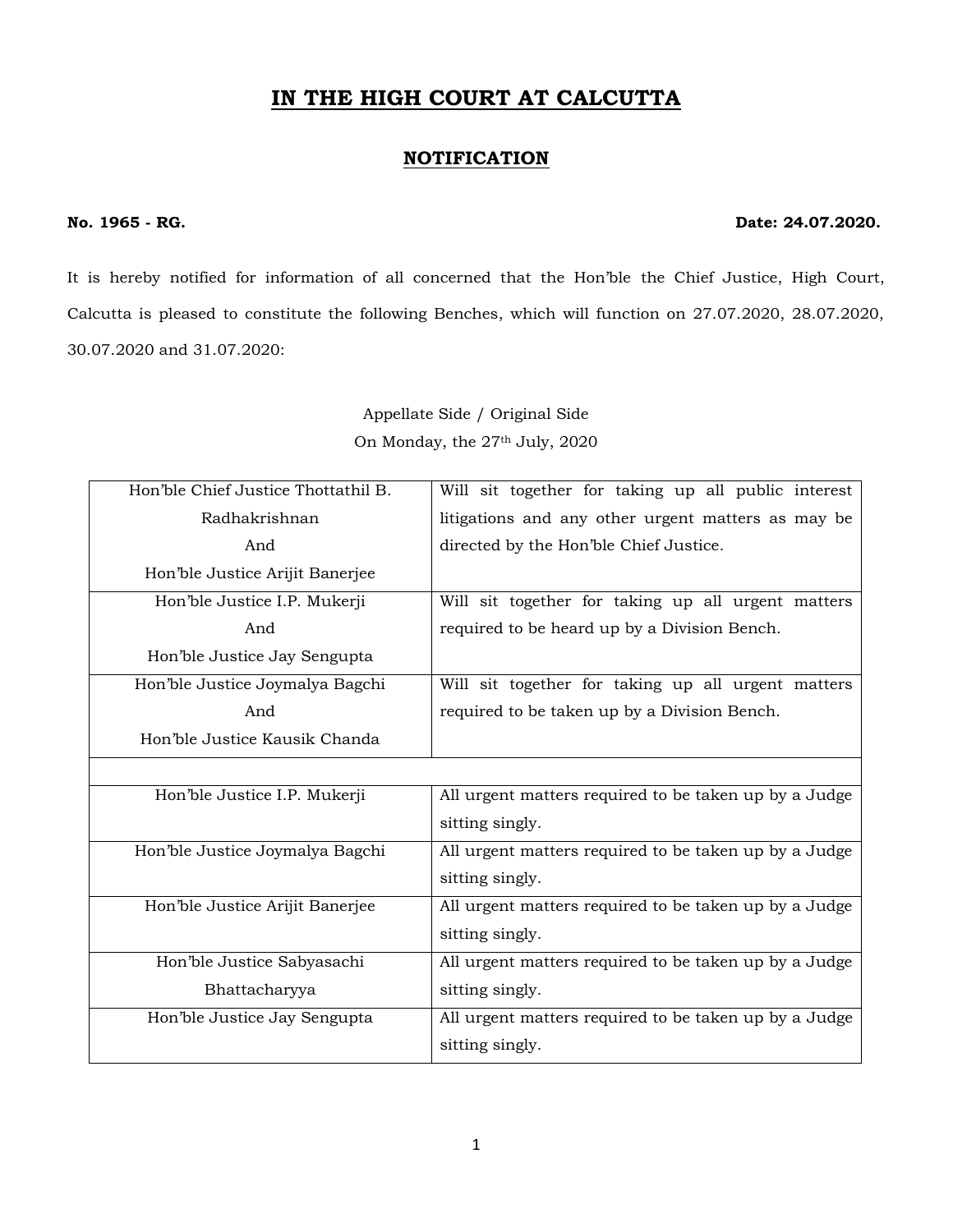# IN THE HIGH COURT AT CALCUTTA

## NOTIFICATION

**No. 1965 - RG.** **Date: 24.07.2020.**

It is hereby notified for information of all concerned that the Hon'ble the Chief Justice, High Court, Calcutta is pleased to constitute the following Benches, which will function on 27.07.2020, 28.07.2020, 30.07.2020 and 31.07.2020:

Appellate Side / Original Side

On Monday, the 27th July, 2020

| | |
|---|---|
| Hon'ble Chief Justice Thottathil B. Radhakrishnan And Hon'ble Justice Arijit Banerjee | Will sit together for taking up all public interest litigations and any other urgent matters as may be directed by the Hon'ble Chief Justice. |
| Hon'ble Justice I.P. Mukerji And Hon'ble Justice Jay Sengupta | Will sit together for taking up all urgent matters required to be heard up by a Division Bench. |
| Hon'ble Justice Joymalya Bagchi And Hon'ble Justice Kausik Chanda | Will sit together for taking up all urgent matters required to be taken up by a Division Bench. |
| | |
| Hon'ble Justice I.P. Mukerji | All urgent matters required to be taken up by a Judge sitting singly. |
| Hon'ble Justice Joymalya Bagchi | All urgent matters required to be taken up by a Judge sitting singly. |
| Hon'ble Justice Arijit Banerjee | All urgent matters required to be taken up by a Judge sitting singly. |
| Hon'ble Justice Sabyasachi Bhattacharyya | All urgent matters required to be taken up by a Judge sitting singly. |
| Hon'ble Justice Jay Sengupta | All urgent matters required to be taken up by a Judge sitting singly. |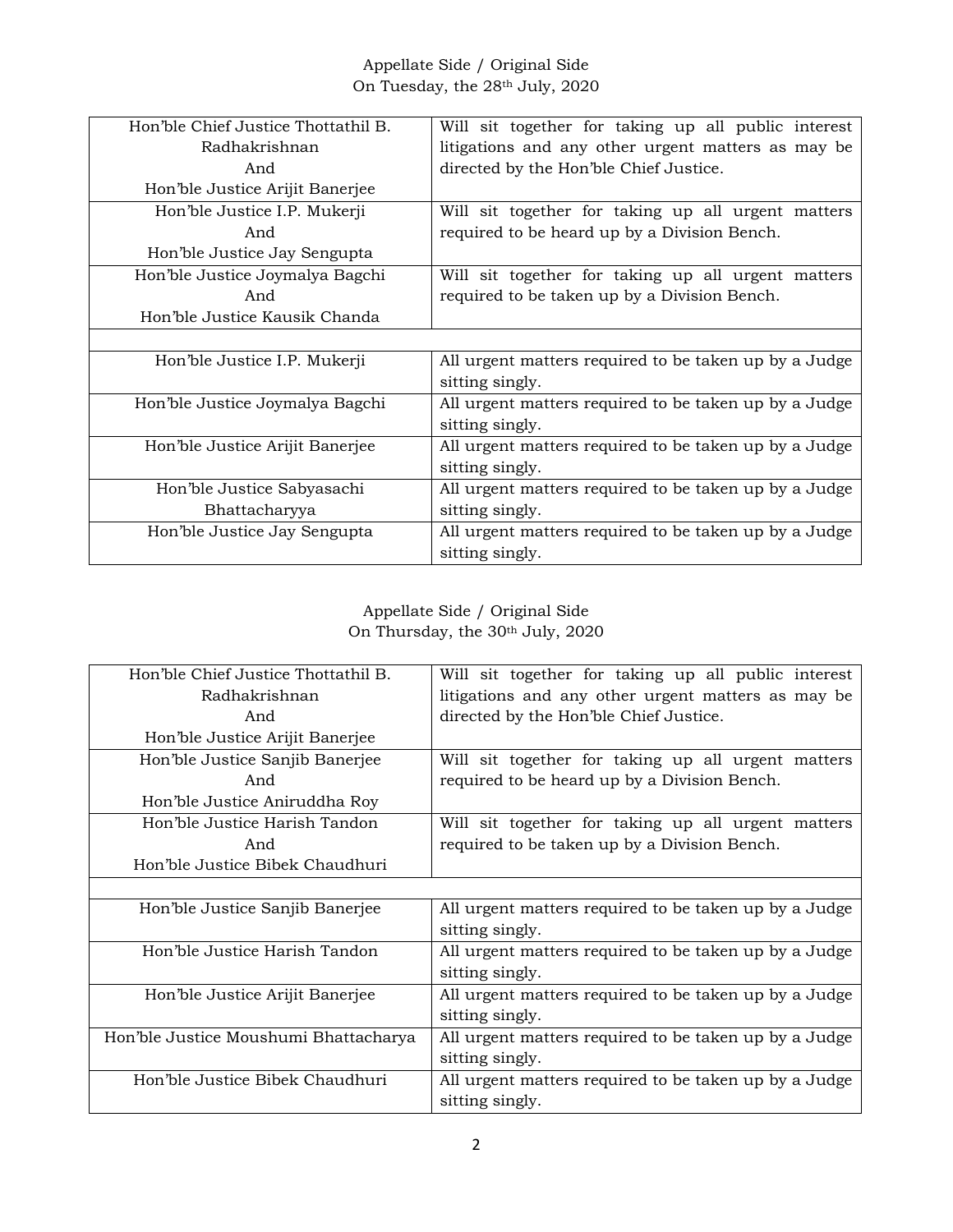Appellate Side / Original Side
On Tuesday, the 28th July, 2020

| | |
|---|---|
| Hon'ble Chief Justice Thottathil B. Radhakrishnan And Hon'ble Justice Arijit Banerjee | Will sit together for taking up all public interest litigations and any other urgent matters as may be directed by the Hon'ble Chief Justice. |
| Hon'ble Justice I.P. Mukerji And Hon'ble Justice Jay Sengupta | Will sit together for taking up all urgent matters required to be heard up by a Division Bench. |
| Hon'ble Justice Joymalya Bagchi And Hon'ble Justice Kausik Chanda | Will sit together for taking up all urgent matters required to be taken up by a Division Bench. |
| | |
| Hon'ble Justice I.P. Mukerji | All urgent matters required to be taken up by a Judge sitting singly. |
| Hon'ble Justice Joymalya Bagchi | All urgent matters required to be taken up by a Judge sitting singly. |
| Hon'ble Justice Arijit Banerjee | All urgent matters required to be taken up by a Judge sitting singly. |
| Hon'ble Justice Sabyasachi Bhattacharyya | All urgent matters required to be taken up by a Judge sitting singly. |
| Hon'ble Justice Jay Sengupta | All urgent matters required to be taken up by a Judge sitting singly. |

Appellate Side / Original Side
On Thursday, the 30th July, 2020

| | |
|---|---|
| Hon'ble Chief Justice Thottathil B. Radhakrishnan And Hon'ble Justice Arijit Banerjee | Will sit together for taking up all public interest litigations and any other urgent matters as may be directed by the Hon'ble Chief Justice. |
| Hon'ble Justice Sanjib Banerjee And Hon'ble Justice Aniruddha Roy | Will sit together for taking up all urgent matters required to be heard up by a Division Bench. |
| Hon'ble Justice Harish Tandon And Hon'ble Justice Bibek Chaudhuri | Will sit together for taking up all urgent matters required to be taken up by a Division Bench. |
| | |
| Hon'ble Justice Sanjib Banerjee | All urgent matters required to be taken up by a Judge sitting singly. |
| Hon'ble Justice Harish Tandon | All urgent matters required to be taken up by a Judge sitting singly. |
| Hon'ble Justice Arijit Banerjee | All urgent matters required to be taken up by a Judge sitting singly. |
| Hon'ble Justice Moushumi Bhattacharya | All urgent matters required to be taken up by a Judge sitting singly. |
| Hon'ble Justice Bibek Chaudhuri | All urgent matters required to be taken up by a Judge sitting singly. |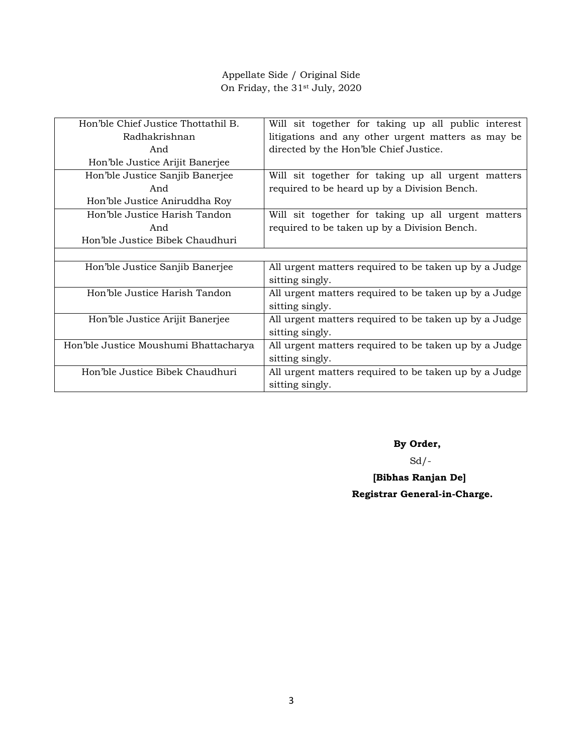Appellate Side / Original Side
On Friday, the 31st July, 2020

| | |
|---|---|
| Hon'ble Chief Justice Thottathil B. Radhakrishnan And Hon'ble Justice Arijit Banerjee | Will sit together for taking up all public interest litigations and any other urgent matters as may be directed by the Hon'ble Chief Justice. |
| Hon'ble Justice Sanjib Banerjee And Hon'ble Justice Aniruddha Roy | Will sit together for taking up all urgent matters required to be heard up by a Division Bench. |
| Hon'ble Justice Harish Tandon And Hon'ble Justice Bibek Chaudhuri | Will sit together for taking up all urgent matters required to be taken up by a Division Bench. |
| | |
| Hon'ble Justice Sanjib Banerjee | All urgent matters required to be taken up by a Judge sitting singly. |
| Hon'ble Justice Harish Tandon | All urgent matters required to be taken up by a Judge sitting singly. |
| Hon'ble Justice Arijit Banerjee | All urgent matters required to be taken up by a Judge sitting singly. |
| Hon'ble Justice Moushumi Bhattacharya | All urgent matters required to be taken up by a Judge sitting singly. |
| Hon'ble Justice Bibek Chaudhuri | All urgent matters required to be taken up by a Judge sitting singly. |

**By Order,**

Sd/-

**[Bibhas Ranjan De]**

**Registrar General-in-Charge.**